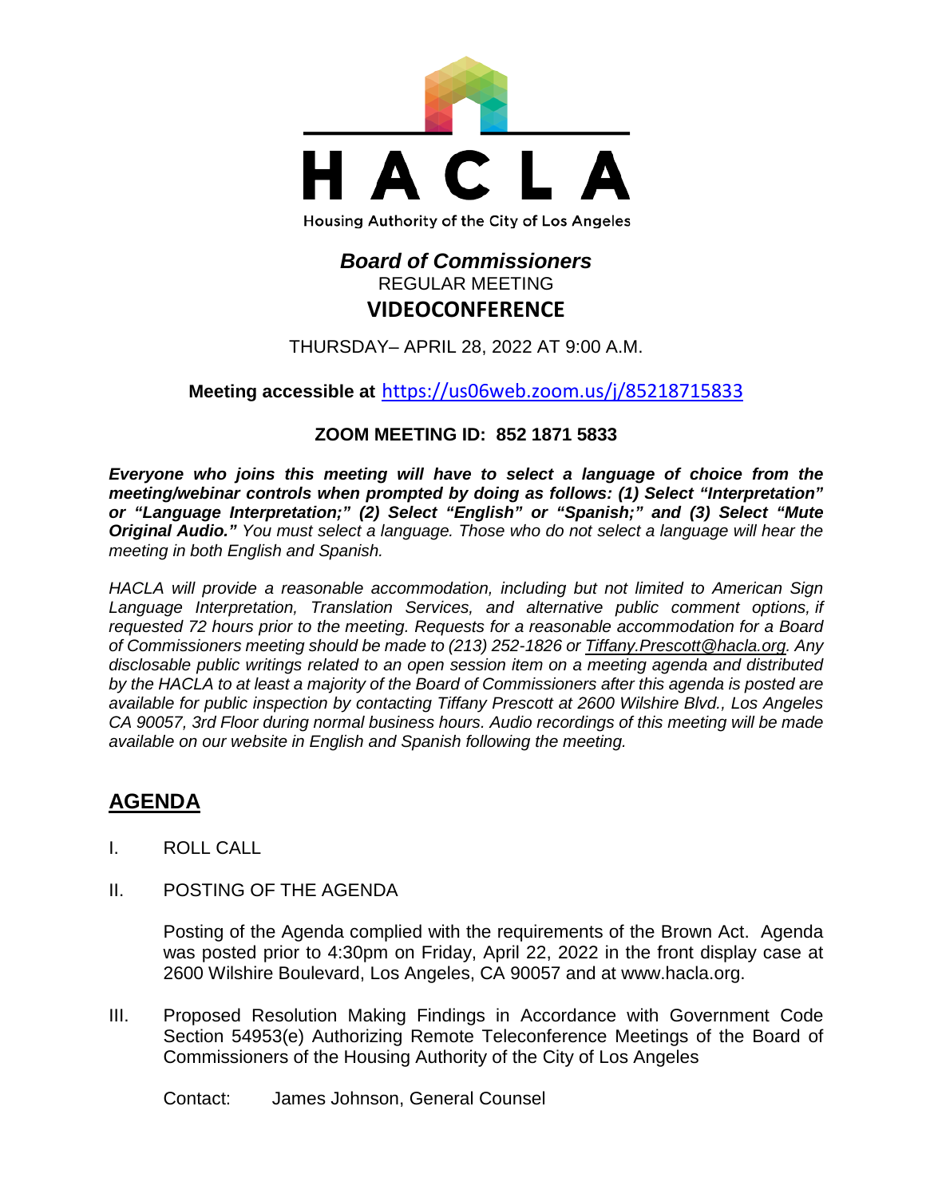# HACLA

Housing Authority of the City of Los Angeles

***Board of Commissioners***

REGULAR MEETING

**VIDEOCONFERENCE**

THURSDAY– APRIL 28, 2022 AT 9:00 A.M.

**Meeting accessible at** https://us06web.zoom.us/j/85218715833

**ZOOM MEETING ID: 852 1871 5833**

***Everyone who joins this meeting will have to select a language of choice from the meeting/webinar controls when prompted by doing as follows: (1) Select "Interpretation" or "Language Interpretation;" (2) Select "English" or "Spanish;" and (3) Select "Mute Original Audio."*** *You must select a language. Those who do not select a language will hear the meeting in both English and Spanish.*

*HACLA will provide a reasonable accommodation, including but not limited to American Sign Language Interpretation, Translation Services, and alternative public comment options, if requested 72 hours prior to the meeting. Requests for a reasonable accommodation for a Board of Commissioners meeting should be made to (213) 252-1826 or Tiffany.Prescott@hacla.org. Any disclosable public writings related to an open session item on a meeting agenda and distributed by the HACLA to at least a majority of the Board of Commissioners after this agenda is posted are available for public inspection by contacting Tiffany Prescott at 2600 Wilshire Blvd., Los Angeles CA 90057, 3rd Floor during normal business hours. Audio recordings of this meeting will be made available on our website in English and Spanish following the meeting.*

## AGENDA

I. ROLL CALL

II. POSTING OF THE AGENDA

Posting of the Agenda complied with the requirements of the Brown Act. Agenda was posted prior to 4:30pm on Friday, April 22, 2022 in the front display case at 2600 Wilshire Boulevard, Los Angeles, CA 90057 and at www.hacla.org.

III. Proposed Resolution Making Findings in Accordance with Government Code Section 54953(e) Authorizing Remote Teleconference Meetings of the Board of Commissioners of the Housing Authority of the City of Los Angeles

Contact: James Johnson, General Counsel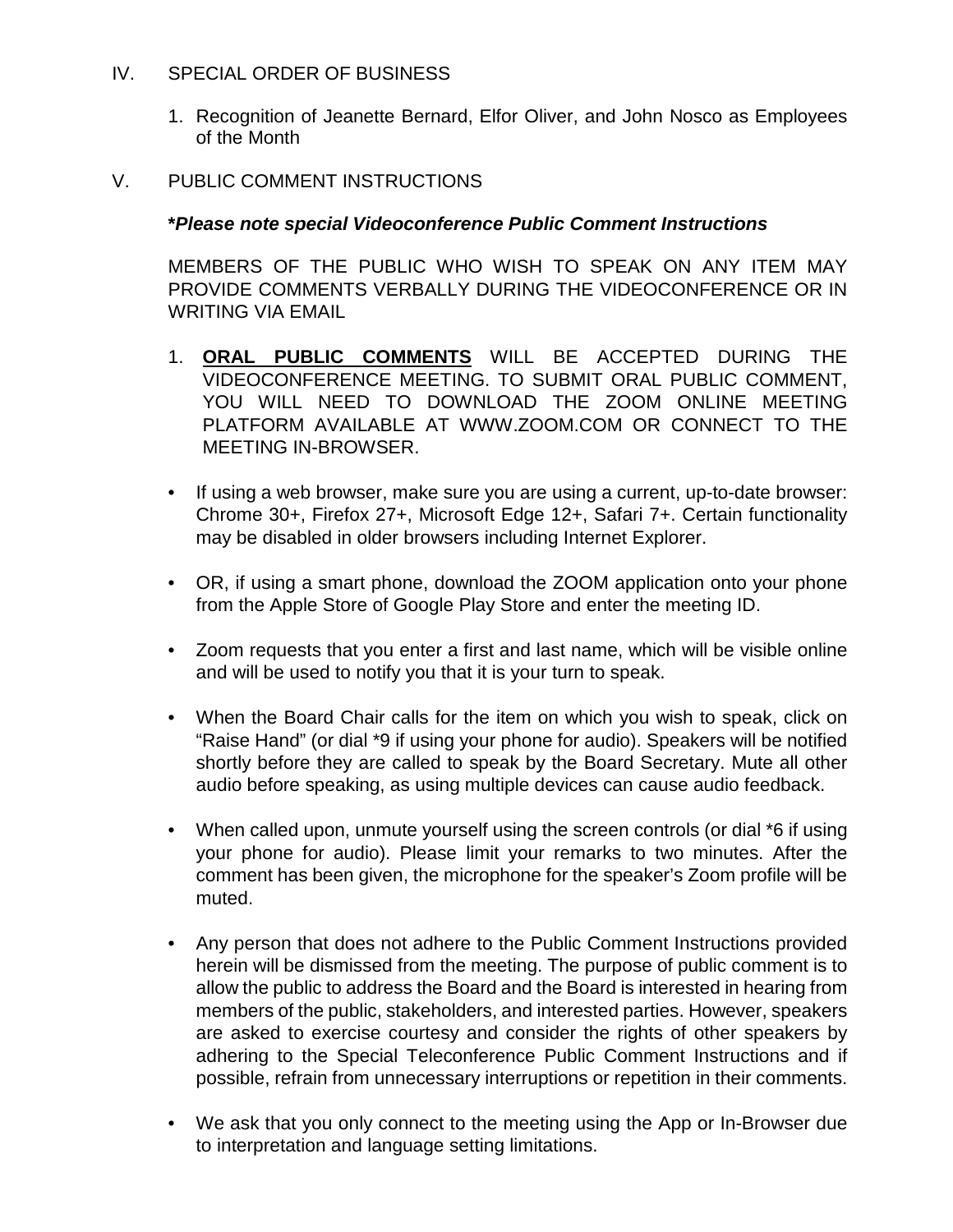## IV. SPECIAL ORDER OF BUSINESS

1. Recognition of Jeanette Bernard, Elfor Oliver, and John Nosco as Employees of the Month

## V. PUBLIC COMMENT INSTRUCTIONS

***Please note special Videoconference Public Comment Instructions***

MEMBERS OF THE PUBLIC WHO WISH TO SPEAK ON ANY ITEM MAY PROVIDE COMMENTS VERBALLY DURING THE VIDEOCONFERENCE OR IN WRITING VIA EMAIL

1. **ORAL PUBLIC COMMENTS** WILL BE ACCEPTED DURING THE VIDEOCONFERENCE MEETING. TO SUBMIT ORAL PUBLIC COMMENT, YOU WILL NEED TO DOWNLOAD THE ZOOM ONLINE MEETING PLATFORM AVAILABLE AT WWW.ZOOM.COM OR CONNECT TO THE MEETING IN-BROWSER.

- If using a web browser, make sure you are using a current, up-to-date browser: Chrome 30+, Firefox 27+, Microsoft Edge 12+, Safari 7+. Certain functionality may be disabled in older browsers including Internet Explorer.
- OR, if using a smart phone, download the ZOOM application onto your phone from the Apple Store of Google Play Store and enter the meeting ID.
- Zoom requests that you enter a first and last name, which will be visible online and will be used to notify you that it is your turn to speak.
- When the Board Chair calls for the item on which you wish to speak, click on “Raise Hand” (or dial *9 if using your phone for audio). Speakers will be notified shortly before they are called to speak by the Board Secretary. Mute all other audio before speaking, as using multiple devices can cause audio feedback.
- When called upon, unmute yourself using the screen controls (or dial *6 if using your phone for audio). Please limit your remarks to two minutes. After the comment has been given, the microphone for the speaker’s Zoom profile will be muted.
- Any person that does not adhere to the Public Comment Instructions provided herein will be dismissed from the meeting. The purpose of public comment is to allow the public to address the Board and the Board is interested in hearing from members of the public, stakeholders, and interested parties. However, speakers are asked to exercise courtesy and consider the rights of other speakers by adhering to the Special Teleconference Public Comment Instructions and if possible, refrain from unnecessary interruptions or repetition in their comments.
- We ask that you only connect to the meeting using the App or In-Browser due to interpretation and language setting limitations.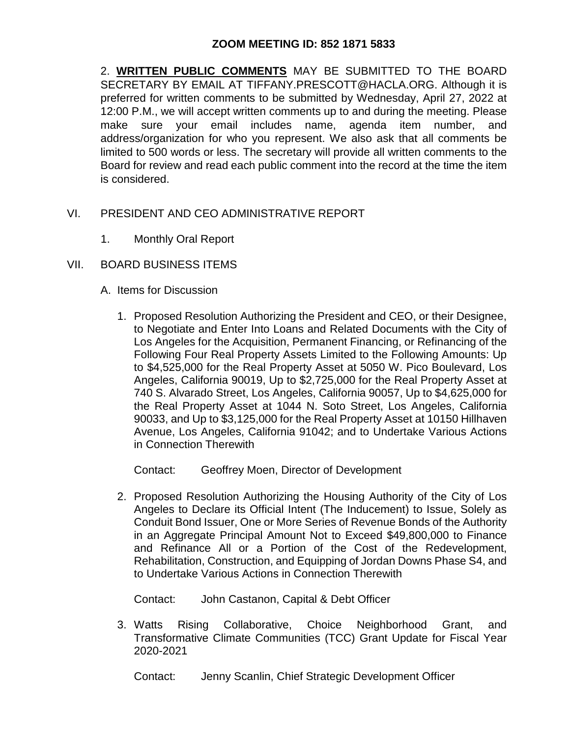**ZOOM MEETING ID: 852 1871 5833**

2. **WRITTEN PUBLIC COMMENTS** MAY BE SUBMITTED TO THE BOARD SECRETARY BY EMAIL AT TIFFANY.PRESCOTT@HACLA.ORG. Although it is preferred for written comments to be submitted by Wednesday, April 27, 2022 at 12:00 P.M., we will accept written comments up to and during the meeting. Please make sure your email includes name, agenda item number, and address/organization for who you represent. We also ask that all comments be limited to 500 words or less. The secretary will provide all written comments to the Board for review and read each public comment into the record at the time the item is considered.

VI. PRESIDENT AND CEO ADMINISTRATIVE REPORT

1. Monthly Oral Report

VII. BOARD BUSINESS ITEMS

A. Items for Discussion

1. Proposed Resolution Authorizing the President and CEO, or their Designee, to Negotiate and Enter Into Loans and Related Documents with the City of Los Angeles for the Acquisition, Permanent Financing, or Refinancing of the Following Four Real Property Assets Limited to the Following Amounts: Up to $4,525,000 for the Real Property Asset at 5050 W. Pico Boulevard, Los Angeles, California 90019, Up to $2,725,000 for the Real Property Asset at 740 S. Alvarado Street, Los Angeles, California 90057, Up to $4,625,000 for the Real Property Asset at 1044 N. Soto Street, Los Angeles, California 90033, and Up to $3,125,000 for the Real Property Asset at 10150 Hillhaven Avenue, Los Angeles, California 91042; and to Undertake Various Actions in Connection Therewith

   Contact: Geoffrey Moen, Director of Development

2. Proposed Resolution Authorizing the Housing Authority of the City of Los Angeles to Declare its Official Intent (The Inducement) to Issue, Solely as Conduit Bond Issuer, One or More Series of Revenue Bonds of the Authority in an Aggregate Principal Amount Not to Exceed $49,800,000 to Finance and Refinance All or a Portion of the Cost of the Redevelopment, Rehabilitation, Construction, and Equipping of Jordan Downs Phase S4, and to Undertake Various Actions in Connection Therewith

   Contact: John Castanon, Capital & Debt Officer

3. Watts Rising Collaborative, Choice Neighborhood Grant, and Transformative Climate Communities (TCC) Grant Update for Fiscal Year 2020-2021

   Contact: Jenny Scanlin, Chief Strategic Development Officer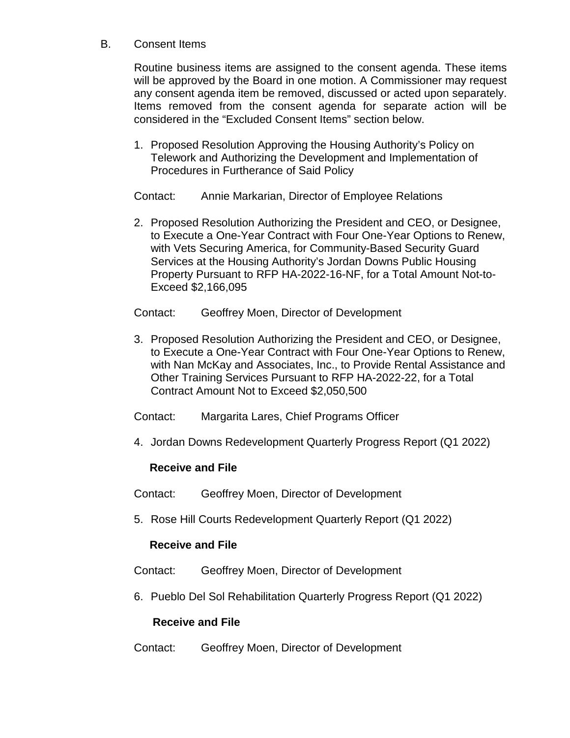B. Consent Items

Routine business items are assigned to the consent agenda. These items will be approved by the Board in one motion. A Commissioner may request any consent agenda item be removed, discussed or acted upon separately. Items removed from the consent agenda for separate action will be considered in the "Excluded Consent Items" section below.

1. Proposed Resolution Approving the Housing Authority's Policy on Telework and Authorizing the Development and Implementation of Procedures in Furtherance of Said Policy

Contact: Annie Markarian, Director of Employee Relations

2. Proposed Resolution Authorizing the President and CEO, or Designee, to Execute a One-Year Contract with Four One-Year Options to Renew, with Vets Securing America, for Community-Based Security Guard Services at the Housing Authority's Jordan Downs Public Housing Property Pursuant to RFP HA-2022-16-NF, for a Total Amount Not-to-Exceed $2,166,095

Contact: Geoffrey Moen, Director of Development

3. Proposed Resolution Authorizing the President and CEO, or Designee, to Execute a One-Year Contract with Four One-Year Options to Renew, with Nan McKay and Associates, Inc., to Provide Rental Assistance and Other Training Services Pursuant to RFP HA-2022-22, for a Total Contract Amount Not to Exceed $2,050,500

Contact: Margarita Lares, Chief Programs Officer

4. Jordan Downs Redevelopment Quarterly Progress Report (Q1 2022)

**Receive and File**

Contact: Geoffrey Moen, Director of Development

5. Rose Hill Courts Redevelopment Quarterly Report (Q1 2022)

**Receive and File**

Contact: Geoffrey Moen, Director of Development

6. Pueblo Del Sol Rehabilitation Quarterly Progress Report (Q1 2022)

**Receive and File**

Contact: Geoffrey Moen, Director of Development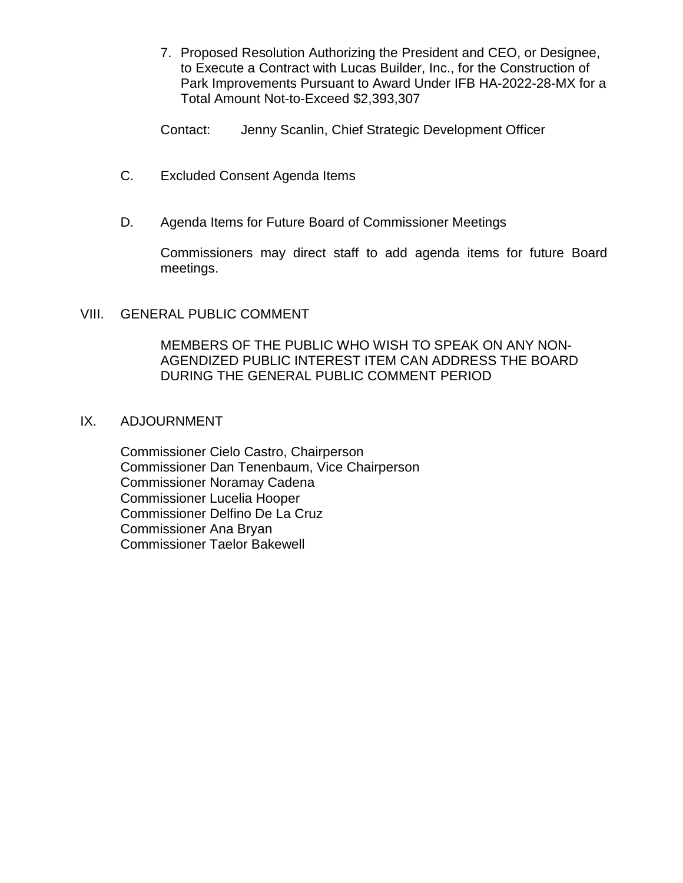7. Proposed Resolution Authorizing the President and CEO, or Designee, to Execute a Contract with Lucas Builder, Inc., for the Construction of Park Improvements Pursuant to Award Under IFB HA-2022-28-MX for a Total Amount Not-to-Exceed $2,393,307

   Contact: Jenny Scanlin, Chief Strategic Development Officer

C. Excluded Consent Agenda Items

D. Agenda Items for Future Board of Commissioner Meetings

   Commissioners may direct staff to add agenda items for future Board meetings.

VIII. GENERAL PUBLIC COMMENT

MEMBERS OF THE PUBLIC WHO WISH TO SPEAK ON ANY NON-AGENDIZED PUBLIC INTEREST ITEM CAN ADDRESS THE BOARD DURING THE GENERAL PUBLIC COMMENT PERIOD

IX. ADJOURNMENT

Commissioner Cielo Castro, Chairperson
Commissioner Dan Tenenbaum, Vice Chairperson
Commissioner Noramay Cadena
Commissioner Lucelia Hooper
Commissioner Delfino De La Cruz
Commissioner Ana Bryan
Commissioner Taelor Bakewell